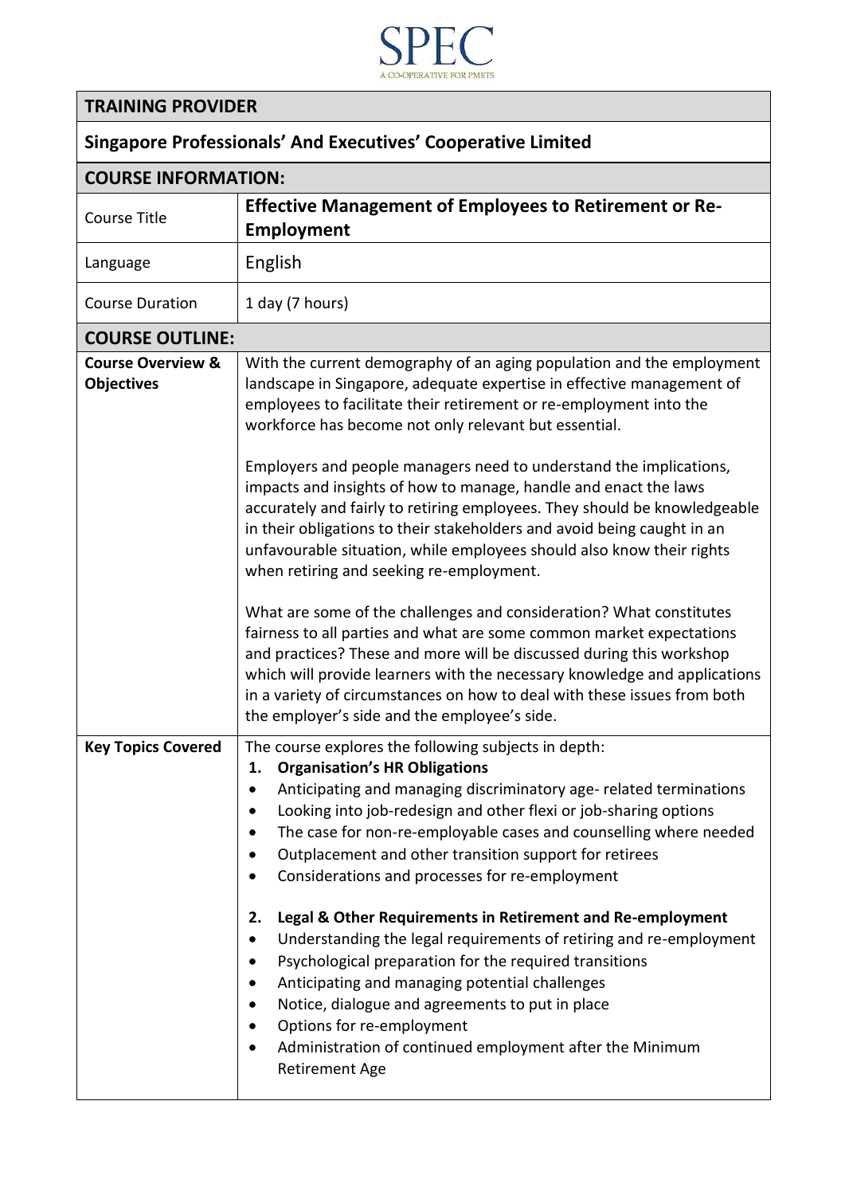SPEC

A CO-OPERATIVE FOR PMETS

| TRAINING PROVIDER | |
|---|---|
| **Singapore Professionals' And Executives' Cooperative Limited** | |
| **COURSE INFORMATION:** | |
| Course Title | **Effective Management of Employees to Retirement or Re-Employment** |
| Language | English |
| Course Duration | 1 day (7 hours) |
| **COURSE OUTLINE:** | |
| **Course Overview & Objectives** | With the current demography of an aging population and the employment landscape in Singapore, adequate expertise in effective management of employees to facilitate their retirement or re-employment into the workforce has become not only relevant but essential.<br><br>Employers and people managers need to understand the implications, impacts and insights of how to manage, handle and enact the laws accurately and fairly to retiring employees. They should be knowledgeable in their obligations to their stakeholders and avoid being caught in an unfavourable situation, while employees should also know their rights when retiring and seeking re-employment.<br><br>What are some of the challenges and consideration? What constitutes fairness to all parties and what are some common market expectations and practices? These and more will be discussed during this workshop which will provide learners with the necessary knowledge and applications in a variety of circumstances on how to deal with these issues from both the employer's side and the employee's side. |
| **Key Topics Covered** | The course explores the following subjects in depth:<br>**1. Organisation's HR Obligations**<br>• Anticipating and managing discriminatory age- related terminations<br>• Looking into job-redesign and other flexi or job-sharing options<br>• The case for non-re-employable cases and counselling where needed<br>• Outplacement and other transition support for retirees<br>• Considerations and processes for re-employment<br><br>**2. Legal & Other Requirements in Retirement and Re-employment**<br>• Understanding the legal requirements of retiring and re-employment<br>• Psychological preparation for the required transitions<br>• Anticipating and managing potential challenges<br>• Notice, dialogue and agreements to put in place<br>• Options for re-employment<br>• Administration of continued employment after the Minimum Retirement Age |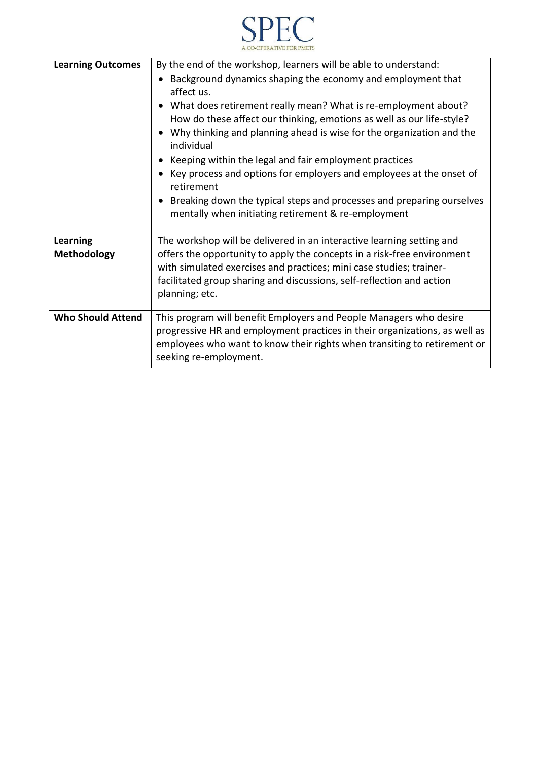SPEC

A CO-OPERATIVE FOR PMETS

| | |
|---|---|
| **Learning Outcomes** | By the end of the workshop, learners will be able to understand:<br>• Background dynamics shaping the economy and employment that affect us.<br>• What does retirement really mean? What is re-employment about? How do these affect our thinking, emotions as well as our life-style?<br>• Why thinking and planning ahead is wise for the organization and the individual<br>• Keeping within the legal and fair employment practices<br>• Key process and options for employers and employees at the onset of retirement<br>• Breaking down the typical steps and processes and preparing ourselves mentally when initiating retirement & re-employment |
| **Learning Methodology** | The workshop will be delivered in an interactive learning setting and offers the opportunity to apply the concepts in a risk-free environment with simulated exercises and practices; mini case studies; trainer-facilitated group sharing and discussions, self-reflection and action planning; etc. |
| **Who Should Attend** | This program will benefit Employers and People Managers who desire progressive HR and employment practices in their organizations, as well as employees who want to know their rights when transiting to retirement or seeking re-employment. |